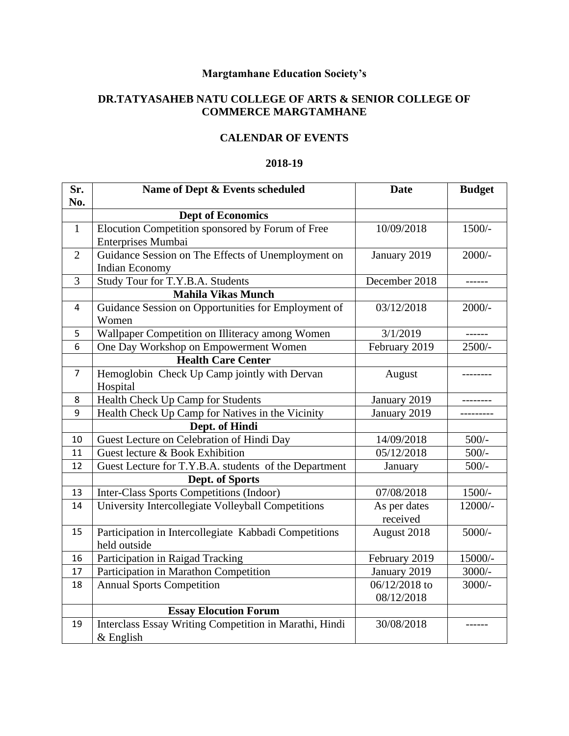**Margtamhane Education Society's**

# DR.TATYASAHEB NATU COLLEGE OF ARTS & SENIOR COLLEGE OF COMMERCE MARGTAMHANE

## CALENDAR OF EVENTS

## 2018-19

| Sr. No. | Name of Dept & Events scheduled | Date | Budget |
|---|---|---|---|
| | **Dept of Economics** | | |
| 1 | Elocution Competition sponsored by Forum of Free Enterprises Mumbai | 10/09/2018 | 1500/- |
| 2 | Guidance Session on The Effects of Unemployment on Indian Economy | January 2019 | 2000/- |
| 3 | Study Tour for T.Y.B.A. Students | December 2018 | ------ |
| | **Mahila Vikas Munch** | | |
| 4 | Guidance Session on Opportunities for Employment of Women | 03/12/2018 | 2000/- |
| 5 | Wallpaper Competition on Illiteracy among Women | 3/1/2019 | ------ |
| 6 | One Day Workshop on Empowerment Women | February 2019 | 2500/- |
| | **Health Care Center** | | |
| 7 | Hemoglobin Check Up Camp jointly with Dervan Hospital | August | -------- |
| 8 | Health Check Up Camp for Students | January 2019 | -------- |
| 9 | Health Check Up Camp for Natives in the Vicinity | January 2019 | --------- |
| | **Dept. of Hindi** | | |
| 10 | Guest Lecture on Celebration of Hindi Day | 14/09/2018 | 500/- |
| 11 | Guest lecture & Book Exhibition | 05/12/2018 | 500/- |
| 12 | Guest Lecture for T.Y.B.A. students of the Department | January | 500/- |
| | **Dept. of Sports** | | |
| 13 | Inter-Class Sports Competitions (Indoor) | 07/08/2018 | 1500/- |
| 14 | University Intercollegiate Volleyball Competitions | As per dates received | 12000/- |
| 15 | Participation in Intercollegiate Kabbadi Competitions held outside | August 2018 | 5000/- |
| 16 | Participation in Raigad Tracking | February 2019 | 15000/- |
| 17 | Participation in Marathon Competition | January 2019 | 3000/- |
| 18 | Annual Sports Competition | 06/12/2018 to 08/12/2018 | 3000/- |
| | **Essay Elocution Forum** | | |
| 19 | Interclass Essay Writing Competition in Marathi, Hindi & English | 30/08/2018 | ------ |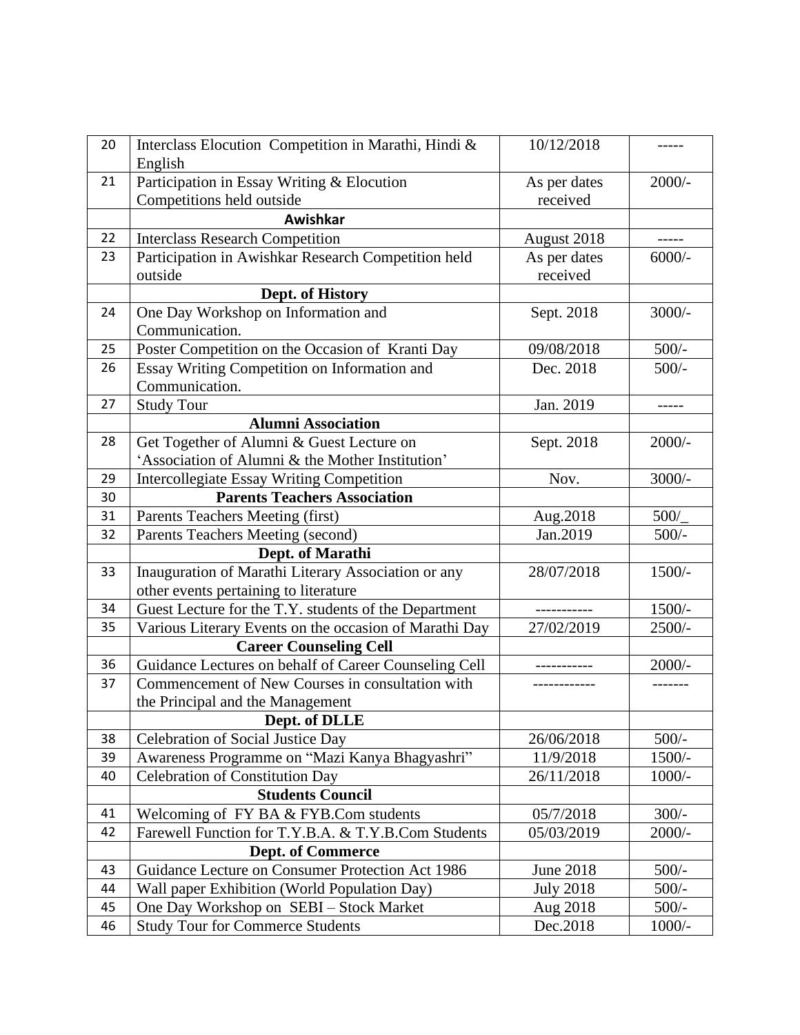| 20 | Interclass Elocution Competition in Marathi, Hindi & English | 10/12/2018 | ----- |
|---|---|---|---|
| 21 | Participation in Essay Writing & Elocution Competitions held outside | As per dates received | 2000/- |
| | **Awishkar** | | |
| 22 | Interclass Research Competition | August 2018 | ----- |
| 23 | Participation in Awishkar Research Competition held outside | As per dates received | 6000/- |
| | **Dept. of History** | | |
| 24 | One Day Workshop on Information and Communication. | Sept. 2018 | 3000/- |
| 25 | Poster Competition on the Occasion of Kranti Day | 09/08/2018 | 500/- |
| 26 | Essay Writing Competition on Information and Communication. | Dec. 2018 | 500/- |
| 27 | Study Tour | Jan. 2019 | ----- |
| | **Alumni Association** | | |
| 28 | Get Together of Alumni & Guest Lecture on 'Association of Alumni & the Mother Institution' | Sept. 2018 | 2000/- |
| 29 | Intercollegiate Essay Writing Competition | Nov. | 3000/- |
| 30 | **Parents Teachers Association** | | |
| 31 | Parents Teachers Meeting (first) | Aug.2018 | 500/_ |
| 32 | Parents Teachers Meeting (second) | Jan.2019 | 500/- |
| | **Dept. of Marathi** | | |
| 33 | Inauguration of Marathi Literary Association or any other events pertaining to literature | 28/07/2018 | 1500/- |
| 34 | Guest Lecture for the T.Y. students of the Department | ----------- | 1500/- |
| 35 | Various Literary Events on the occasion of Marathi Day | 27/02/2019 | 2500/- |
| | **Career Counseling Cell** | | |
| 36 | Guidance Lectures on behalf of Career Counseling Cell | ----------- | 2000/- |
| 37 | Commencement of New Courses in consultation with the Principal and the Management | ------------ | ------- |
| | **Dept. of DLLE** | | |
| 38 | Celebration of Social Justice Day | 26/06/2018 | 500/- |
| 39 | Awareness Programme on "Mazi Kanya Bhagyashri" | 11/9/2018 | 1500/- |
| 40 | Celebration of Constitution Day | 26/11/2018 | 1000/- |
| | **Students Council** | | |
| 41 | Welcoming of FY BA & FYB.Com students | 05/7/2018 | 300/- |
| 42 | Farewell Function for T.Y.B.A. & T.Y.B.Com Students | 05/03/2019 | 2000/- |
| | **Dept. of Commerce** | | |
| 43 | Guidance Lecture on Consumer Protection Act 1986 | June 2018 | 500/- |
| 44 | Wall paper Exhibition (World Population Day) | July 2018 | 500/- |
| 45 | One Day Workshop on SEBI – Stock Market | Aug 2018 | 500/- |
| 46 | Study Tour for Commerce Students | Dec.2018 | 1000/- |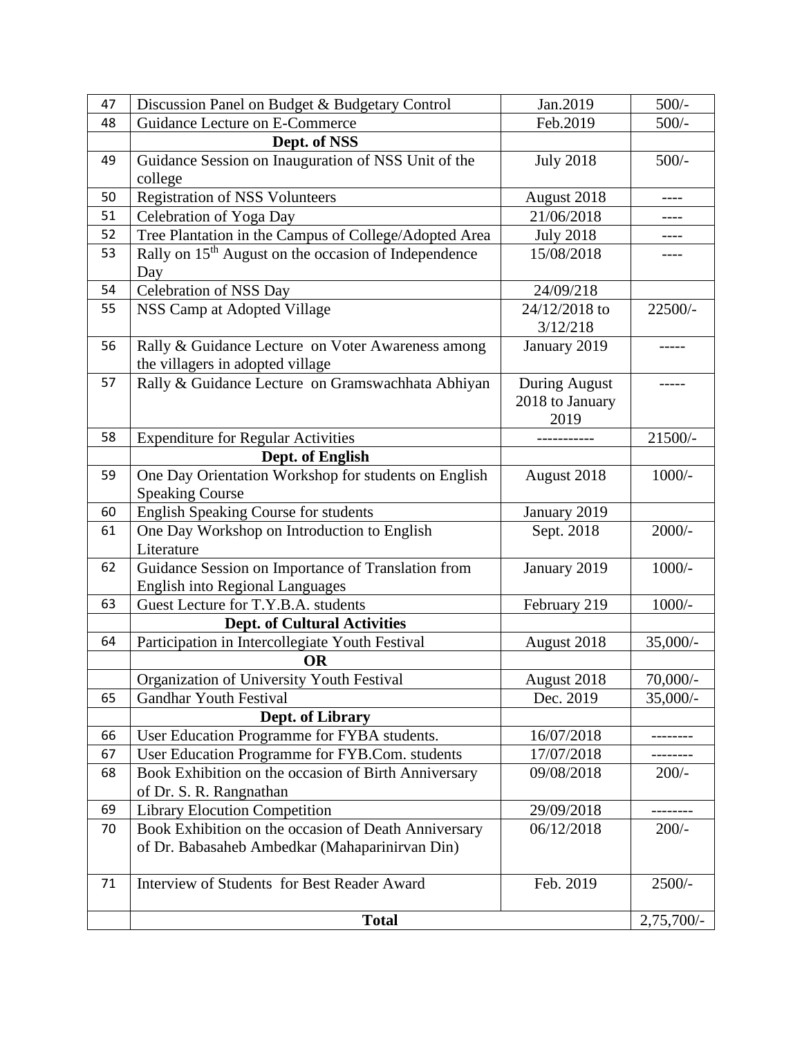| 47 | Discussion Panel on Budget & Budgetary Control | Jan.2019 | 500/- |
|---|---|---|---|
| 48 | Guidance Lecture on E-Commerce | Feb.2019 | 500/- |
| | **Dept. of NSS** | | |
| 49 | Guidance Session on Inauguration of NSS Unit of the college | July 2018 | 500/- |
| 50 | Registration of NSS Volunteers | August 2018 | ---- |
| 51 | Celebration of Yoga Day | 21/06/2018 | ---- |
| 52 | Tree Plantation in the Campus of College/Adopted Area | July 2018 | ---- |
| 53 | Rally on 15th August on the occasion of Independence Day | 15/08/2018 | ---- |
| 54 | Celebration of NSS Day | 24/09/218 | |
| 55 | NSS Camp at Adopted Village | 24/12/2018 to 3/12/218 | 22500/- |
| 56 | Rally & Guidance Lecture on Voter Awareness among the villagers in adopted village | January 2019 | ----- |
| 57 | Rally & Guidance Lecture on Gramswachhata Abhiyan | During August 2018 to January 2019 | ----- |
| 58 | Expenditure for Regular Activities | ----------- | 21500/- |
| | **Dept. of English** | | |
| 59 | One Day Orientation Workshop for students on English Speaking Course | August 2018 | 1000/- |
| 60 | English Speaking Course for students | January 2019 | |
| 61 | One Day Workshop on Introduction to English Literature | Sept. 2018 | 2000/- |
| 62 | Guidance Session on Importance of Translation from English into Regional Languages | January 2019 | 1000/- |
| 63 | Guest Lecture for T.Y.B.A. students | February 219 | 1000/- |
| | **Dept. of Cultural Activities** | | |
| 64 | Participation in Intercollegiate Youth Festival | August 2018 | 35,000/- |
| | **OR** | | |
| | Organization of University Youth Festival | August 2018 | 70,000/- |
| 65 | Gandhar Youth Festival | Dec. 2019 | 35,000/- |
| | **Dept. of Library** | | |
| 66 | User Education Programme for FYBA students. | 16/07/2018 | -------- |
| 67 | User Education Programme for FYB.Com. students | 17/07/2018 | -------- |
| 68 | Book Exhibition on the occasion of Birth Anniversary of Dr. S. R. Rangnathan | 09/08/2018 | 200/- |
| 69 | Library Elocution Competition | 29/09/2018 | -------- |
| 70 | Book Exhibition on the occasion of Death Anniversary of Dr. Babasaheb Ambedkar (Mahaparinirvan Din) | 06/12/2018 | 200/- |
| 71 | Interview of Students for Best Reader Award | Feb. 2019 | 2500/- |
| | **Total** | | 2,75,700/- |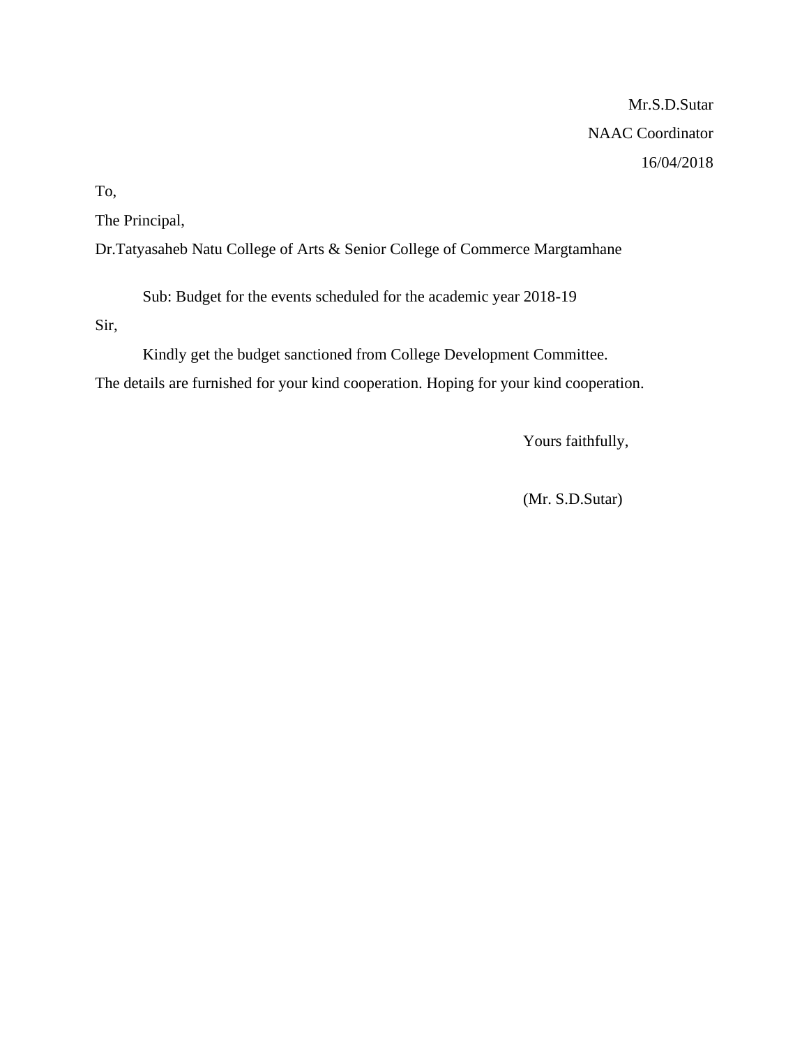Mr.S.D.Sutar

NAAC Coordinator

16/04/2018

To,

The Principal,

Dr.Tatyasaheb Natu College of Arts & Senior College of Commerce Margtamhane

Sub: Budget for the events scheduled for the academic year 2018-19

Sir,

Kindly get the budget sanctioned from College Development Committee. The details are furnished for your kind cooperation. Hoping for your kind cooperation.

Yours faithfully,

(Mr. S.D.Sutar)